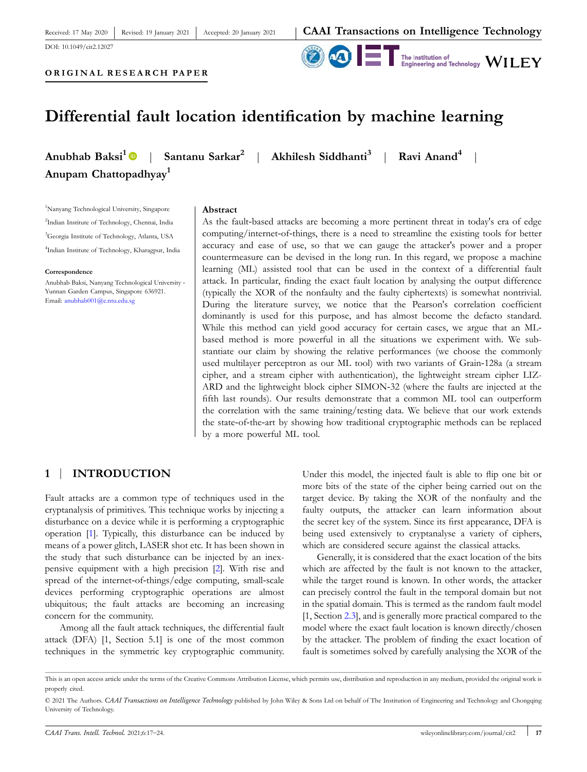Received: 17 May 2020 | Revised: 19 January 2021 | Accepted: 20 January 2021

DOI: 10.1049/cit2.12027

ORIGINAL RESEARCH PAPER

# Differential fault location identification by machine learning

**Anubhab Baksi[1]** | **Santanu Sarkar[2]** | **Akhilesh Siddhanti[3]** | **Ravi Anand[4]** | **Anupam Chattopadhyay[1]**

[1]Nanyang Technological University, Singapore

[2]Indian Institute of Technology, Chennai, India

[3]Georgia Institute of Technology, Atlanta, USA

[4]Indian Institute of Technology, Kharagpur, India

**Correspondence**

Anubhab Baksi, Nanyang Technological University - Yunnan Garden Campus, Singapore 636921.
Email: anubhab001@e.ntu.edu.sg

**Abstract**

As the fault-based attacks are becoming a more pertinent threat in today's era of edge computing/internet-of-things, there is a need to streamline the existing tools for better accuracy and ease of use, so that we can gauge the attacker's power and a proper countermeasure can be devised in the long run. In this regard, we propose a machine learning (ML) assisted tool that can be used in the context of a differential fault attack. In particular, finding the exact fault location by analysing the output difference (typically the XOR of the nonfaulty and the faulty ciphertexts) is somewhat nontrivial. During the literature survey, we notice that the Pearson's correlation coefficient dominantly is used for this purpose, and has almost become the defacto standard. While this method can yield good accuracy for certain cases, we argue that an ML-based method is more powerful in all the situations we experiment with. We substantiate our claim by showing the relative performances (we choose the commonly used multilayer perceptron as our ML tool) with two variants of Grain-128a (a stream cipher, and a stream cipher with authentication), the lightweight stream cipher LIZARD and the lightweight block cipher SIMON-32 (where the faults are injected at the fifth last rounds). Our results demonstrate that a common ML tool can outperform the correlation with the same training/testing data. We believe that our work extends the state-of-the-art by showing how traditional cryptographic methods can be replaced by a more powerful ML tool.

## 1 | INTRODUCTION

Fault attacks are a common type of techniques used in the cryptanalysis of primitives. This technique works by injecting a disturbance on a device while it is performing a cryptographic operation [1]. Typically, this disturbance can be induced by means of a power glitch, LASER shot etc. It has been shown in the study that such disturbance can be injected by an inexpensive equipment with a high precision [2]. With rise and spread of the internet-of-things/edge computing, small-scale devices performing cryptographic operations are almost ubiquitous; the fault attacks are becoming an increasing concern for the community.

Among all the fault attack techniques, the differential fault attack (DFA) [1, Section 5.1] is one of the most common techniques in the symmetric key cryptographic community. Under this model, the injected fault is able to flip one bit or more bits of the state of the cipher being carried out on the target device. By taking the XOR of the nonfaulty and the faulty outputs, the attacker can learn information about the secret key of the system. Since its first appearance, DFA is being used extensively to cryptanalyse a variety of ciphers, which are considered secure against the classical attacks.

Generally, it is considered that the exact location of the bits which are affected by the fault is not known to the attacker, while the target round is known. In other words, the attacker can precisely control the fault in the temporal domain but not in the spatial domain. This is termed as the random fault model [1, Section 2.3], and is generally more practical compared to the model where the exact fault location is known directly/chosen by the attacker. The problem of finding the exact location of fault is sometimes solved by carefully analysing the XOR of the

---

This is an open access article under the terms of the Creative Commons Attribution License, which permits use, distribution and reproduction in any medium, provided the original work is properly cited.

© 2021 The Authors. *CAAI Transactions on Intelligence Technology* published by John Wiley & Sons Ltd on behalf of The Institution of Engineering and Technology and Chongqing University of Technology.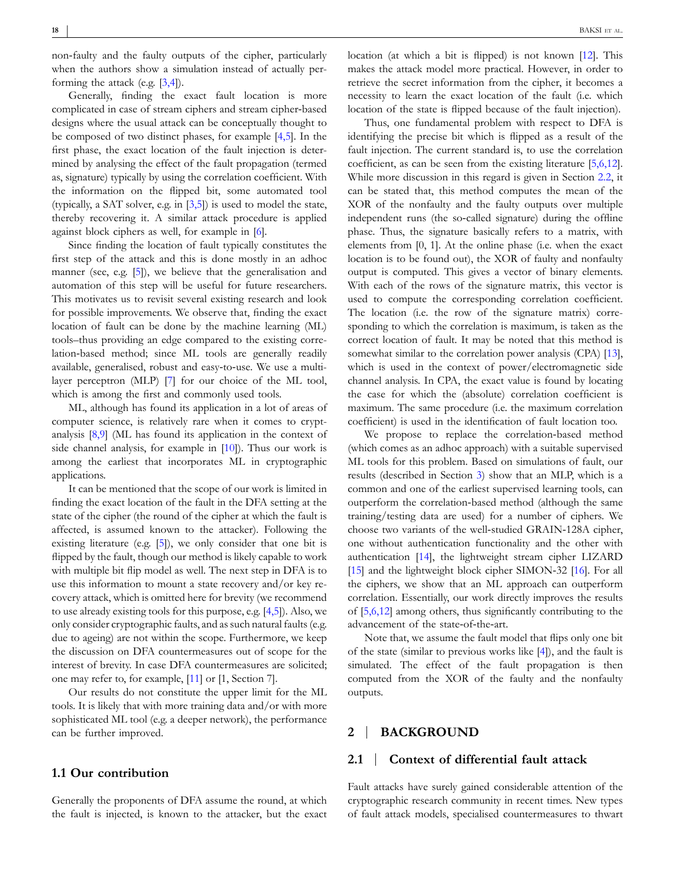non-faulty and the faulty outputs of the cipher, particularly when the authors show a simulation instead of actually performing the attack (e.g. [3,4]).

Generally, finding the exact fault location is more complicated in case of stream ciphers and stream cipher-based designs where the usual attack can be conceptually thought to be composed of two distinct phases, for example [4,5]. In the first phase, the exact location of the fault injection is determined by analysing the effect of the fault propagation (termed as, signature) typically by using the correlation coefficient. With the information on the flipped bit, some automated tool (typically, a SAT solver, e.g. in [3,5]) is used to model the state, thereby recovering it. A similar attack procedure is applied against block ciphers as well, for example in [6].

Since finding the location of fault typically constitutes the first step of the attack and this is done mostly in an adhoc manner (see, e.g. [5]), we believe that the generalisation and automation of this step will be useful for future researchers. This motivates us to revisit several existing research and look for possible improvements. We observe that, finding the exact location of fault can be done by the machine learning (ML) tools–thus providing an edge compared to the existing correlation-based method; since ML tools are generally readily available, generalised, robust and easy-to-use. We use a multi-layer perceptron (MLP) [7] for our choice of the ML tool, which is among the first and commonly used tools.

ML, although has found its application in a lot of areas of computer science, is relatively rare when it comes to cryptanalysis [8,9] (ML has found its application in the context of side channel analysis, for example in [10]). Thus our work is among the earliest that incorporates ML in cryptographic applications.

It can be mentioned that the scope of our work is limited in finding the exact location of the fault in the DFA setting at the state of the cipher (the round of the cipher at which the fault is affected, is assumed known to the attacker). Following the existing literature (e.g. [5]), we only consider that one bit is flipped by the fault, though our method is likely capable to work with multiple bit flip model as well. The next step in DFA is to use this information to mount a state recovery and/or key recovery attack, which is omitted here for brevity (we recommend to use already existing tools for this purpose, e.g. [4,5]). Also, we only consider cryptographic faults, and as such natural faults (e.g. due to ageing) are not within the scope. Furthermore, we keep the discussion on DFA countermeasures out of scope for the interest of brevity. In case DFA countermeasures are solicited; one may refer to, for example, [11] or [1, Section 7].

Our results do not constitute the upper limit for the ML tools. It is likely that with more training data and/or with more sophisticated ML tool (e.g. a deeper network), the performance can be further improved.

### 1.1 Our contribution

Generally the proponents of DFA assume the round, at which the fault is injected, is known to the attacker, but the exact location (at which a bit is flipped) is not known [12]. This makes the attack model more practical. However, in order to retrieve the secret information from the cipher, it becomes a necessity to learn the exact location of the fault (i.e. which location of the state is flipped because of the fault injection).

Thus, one fundamental problem with respect to DFA is identifying the precise bit which is flipped as a result of the fault injection. The current standard is, to use the correlation coefficient, as can be seen from the existing literature [5,6,12]. While more discussion in this regard is given in Section 2.2, it can be stated that, this method computes the mean of the XOR of the nonfaulty and the faulty outputs over multiple independent runs (the so-called signature) during the offline phase. Thus, the signature basically refers to a matrix, with elements from [0, 1]. At the online phase (i.e. when the exact location is to be found out), the XOR of faulty and nonfaulty output is computed. This gives a vector of binary elements. With each of the rows of the signature matrix, this vector is used to compute the corresponding correlation coefficient. The location (i.e. the row of the signature matrix) corresponding to which the correlation is maximum, is taken as the correct location of fault. It may be noted that this method is somewhat similar to the correlation power analysis (CPA) [13], which is used in the context of power/electromagnetic side channel analysis. In CPA, the exact value is found by locating the case for which the (absolute) correlation coefficient is maximum. The same procedure (i.e. the maximum correlation coefficient) is used in the identification of fault location too.

We propose to replace the correlation-based method (which comes as an adhoc approach) with a suitable supervised ML tools for this problem. Based on simulations of fault, our results (described in Section 3) show that an MLP, which is a common and one of the earliest supervised learning tools, can outperform the correlation-based method (although the same training/testing data are used) for a number of ciphers. We choose two variants of the well-studied GRAIN-128A cipher, one without authentication functionality and the other with authentication [14], the lightweight stream cipher LIZARD [15] and the lightweight block cipher SIMON-32 [16]. For all the ciphers, we show that an ML approach can outperform correlation. Essentially, our work directly improves the results of [5,6,12] among others, thus significantly contributing to the advancement of the state-of-the-art.

Note that, we assume the fault model that flips only one bit of the state (similar to previous works like [4]), and the fault is simulated. The effect of the fault propagation is then computed from the XOR of the faulty and the nonfaulty outputs.

## 2 | BACKGROUND

### 2.1 | Context of differential fault attack

Fault attacks have surely gained considerable attention of the cryptographic research community in recent times. New types of fault attack models, specialised countermeasures to thwart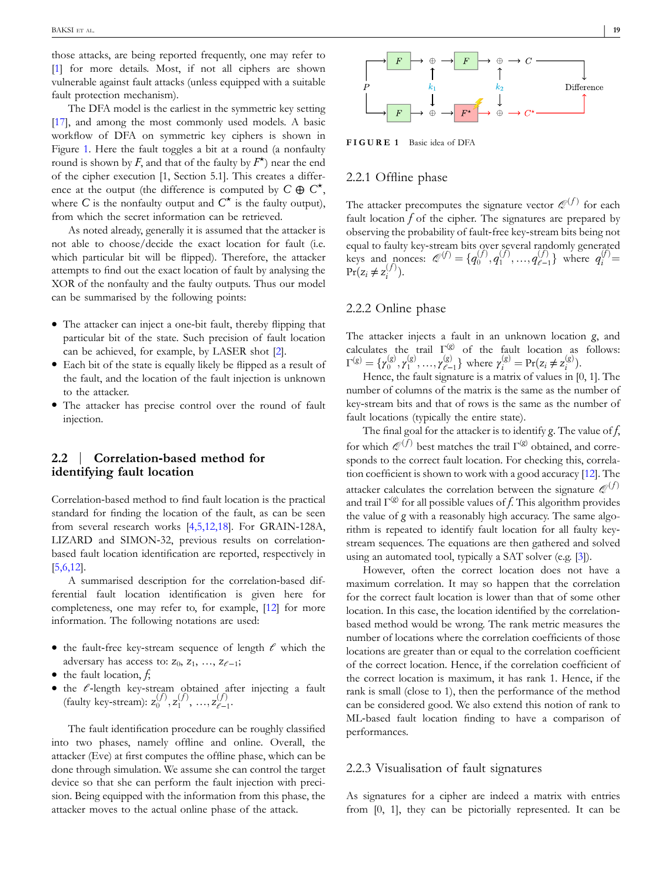those attacks, are being reported frequently, one may refer to [1] for more details. Most, if not all ciphers are shown vulnerable against fault attacks (unless equipped with a suitable fault protection mechanism).

The DFA model is the earliest in the symmetric key setting [17], and among the most commonly used models. A basic workflow of DFA on symmetric key ciphers is shown in Figure 1. Here the fault toggles a bit at a round (a nonfaulty round is shown by $F$, and that of the faulty by $F^{\star}$) near the end of the cipher execution [1, Section 5.1]. This creates a difference at the output (the difference is computed by $C \oplus C^{\star}$, where $C$ is the nonfaulty output and $C^{\star}$ is the faulty output), from which the secret information can be retrieved.

As noted already, generally it is assumed that the attacker is not able to choose/decide the exact location for fault (i.e. which particular bit will be flipped). Therefore, the attacker attempts to find out the exact location of fault by analysing the XOR of the nonfaulty and the faulty outputs. Thus our model can be summarised by the following points:

- The attacker can inject a one-bit fault, thereby flipping that particular bit of the state. Such precision of fault location can be achieved, for example, by LASER shot [2].
- Each bit of the state is equally likely be flipped as a result of the fault, and the location of the fault injection is unknown to the attacker.
- The attacker has precise control over the round of fault injection.

**FIGURE 1** Basic idea of DFA

## 2.2 | Correlation-based method for identifying fault location

Correlation-based method to find fault location is the practical standard for finding the location of the fault, as can be seen from several research works [4,5,12,18]. For GRAIN-128A, LIZARD and SIMON-32, previous results on correlation-based fault location identification are reported, respectively in [5,6,12].

A summarised description for the correlation-based differential fault location identification is given here for completeness, one may refer to, for example, [12] for more information. The following notations are used:

- the fault-free key-stream sequence of length $\ell$ which the adversary has access to: $z_0, z_1, \ldots, z_{\ell-1}$;
- the fault location, $f$;
- the $\ell$-length key-stream obtained after injecting a fault (faulty key-stream): $z_0^{(f)}, z_1^{(f)}, \ldots, z_{\ell-1}^{(f)}$.

The fault identification procedure can be roughly classified into two phases, namely offline and online. Overall, the attacker (Eve) at first computes the offline phase, which can be done through simulation. We assume she can control the target device so that she can perform the fault injection with precision. Being equipped with the information from this phase, the attacker moves to the actual online phase of the attack.

### 2.2.1 Offline phase

The attacker precomputes the signature vector $\mathscr{Q}^{(f)}$ for each fault location $f$ of the cipher. The signatures are prepared by observing the probability of fault-free key-stream bits being not equal to faulty key-stream bits over several randomly generated keys and nonces: $\mathscr{Q}^{(f)} = \{q_0^{(f)}, q_1^{(f)}, \ldots, q_{\ell-1}^{(f)}\}$ where $q_i^{(f)} = \Pr(z_i \neq z_i^{(f)})$.

### 2.2.2 Online phase

The attacker injects a fault in an unknown location $g$, and calculates the trail $\Gamma^{(g)}$ of the fault location as follows: $\Gamma^{(g)} = \{\gamma_0^{(g)}, \gamma_1^{(g)}, \ldots, \gamma_{\ell-1}^{(g)}\}$ where $\gamma_i^{(g)} = \Pr(z_i \neq z_i^{(g)})$.

Hence, the fault signature is a matrix of values in [0, 1]. The number of columns of the matrix is the same as the number of key-stream bits and that of rows is the same as the number of fault locations (typically the entire state).

The final goal for the attacker is to identify $g$. The value of $f$, for which $\mathscr{Q}^{(f)}$ best matches the trail $\Gamma^{(g)}$ obtained, and corresponds to the correct fault location. For checking this, correlation coefficient is shown to work with a good accuracy [12]. The attacker calculates the correlation between the signature $\mathscr{Q}^{(f)}$ and trail $\Gamma^{(g)}$ for all possible values of $f$. This algorithm provides the value of $g$ with a reasonably high accuracy. The same algorithm is repeated to identify fault location for all faulty key-stream sequences. The equations are then gathered and solved using an automated tool, typically a SAT solver (e.g. [3]).

However, often the correct location does not have a maximum correlation. It may so happen that the correlation for the correct fault location is lower than that of some other location. In this case, the location identified by the correlation-based method would be wrong. The rank metric measures the number of locations where the correlation coefficients of those locations are greater than or equal to the correlation coefficient of the correct location. Hence, if the correlation coefficient of the correct location is maximum, it has rank 1. Hence, if the rank is small (close to 1), then the performance of the method can be considered good. We also extend this notion of rank to ML-based fault location finding to have a comparison of performances.

### 2.2.3 Visualisation of fault signatures

As signatures for a cipher are indeed a matrix with entries from [0, 1], they can be pictorially represented. It can be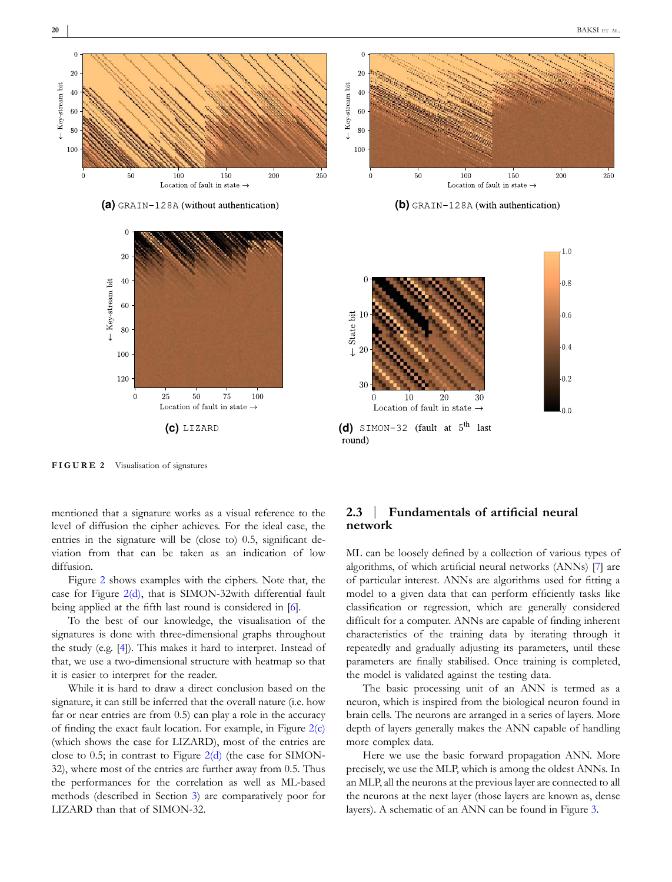(a) GRAIN-128A (without authentication)

(b) GRAIN-128A (with authentication)

(c) LIZARD

(d) SIMON-32 (fault at 5th last round)

**FIGURE 2** Visualisation of signatures

mentioned that a signature works as a visual reference to the level of diffusion the cipher achieves. For the ideal case, the entries in the signature will be (close to) 0.5, significant deviation from that can be taken as an indication of low diffusion.

Figure 2 shows examples with the ciphers. Note that, the case for Figure 2(d), that is SIMON-32with differential fault being applied at the fifth last round is considered in [6].

To the best of our knowledge, the visualisation of the signatures is done with three-dimensional graphs throughout the study (e.g. [4]). This makes it hard to interpret. Instead of that, we use a two-dimensional structure with heatmap so that it is easier to interpret for the reader.

While it is hard to draw a direct conclusion based on the signature, it can still be inferred that the overall nature (i.e. how far or near entries are from 0.5) can play a role in the accuracy of finding the exact fault location. For example, in Figure 2(c) (which shows the case for LIZARD), most of the entries are close to 0.5; in contrast to Figure 2(d) (the case for SIMON-32), where most of the entries are further away from 0.5. Thus the performances for the correlation as well as ML-based methods (described in Section 3) are comparatively poor for LIZARD than that of SIMON-32.

### 2.3 | Fundamentals of artificial neural network

ML can be loosely defined by a collection of various types of algorithms, of which artificial neural networks (ANNs) [7] are of particular interest. ANNs are algorithms used for fitting a model to a given data that can perform efficiently tasks like classification or regression, which are generally considered difficult for a computer. ANNs are capable of finding inherent characteristics of the training data by iterating through it repeatedly and gradually adjusting its parameters, until these parameters are finally stabilised. Once training is completed, the model is validated against the testing data.

The basic processing unit of an ANN is termed as a neuron, which is inspired from the biological neuron found in brain cells. The neurons are arranged in a series of layers. More depth of layers generally makes the ANN capable of handling more complex data.

Here we use the basic forward propagation ANN. More precisely, we use the MLP, which is among the oldest ANNs. In an MLP, all the neurons at the previous layer are connected to all the neurons at the next layer (those layers are known as, dense layers). A schematic of an ANN can be found in Figure 3.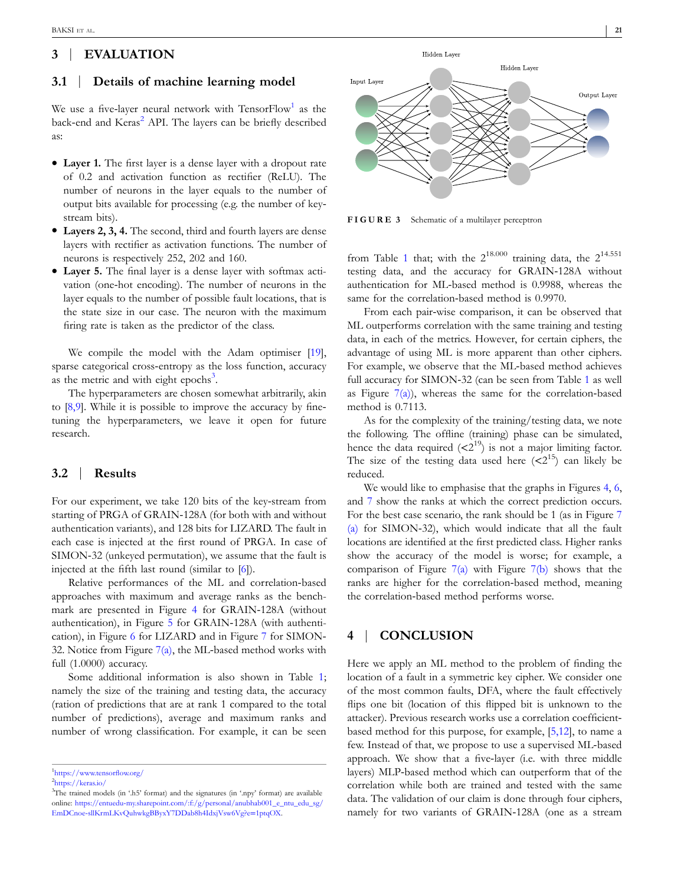## 3 | EVALUATION

### 3.1 | Details of machine learning model

We use a five-layer neural network with TensorFlow[1] as the back-end and Keras[2] API. The layers can be briefly described as:

- **Layer 1.** The first layer is a dense layer with a dropout rate of 0.2 and activation function as rectifier (ReLU). The number of neurons in the layer equals to the number of output bits available for processing (e.g. the number of key-stream bits).
- **Layers 2, 3, 4.** The second, third and fourth layers are dense layers with rectifier as activation functions. The number of neurons is respectively 252, 202 and 160.
- **Layer 5.** The final layer is a dense layer with softmax activation (one-hot encoding). The number of neurons in the layer equals to the number of possible fault locations, that is the state size in our case. The neuron with the maximum firing rate is taken as the predictor of the class.

We compile the model with the Adam optimiser [19], sparse categorical cross-entropy as the loss function, accuracy as the metric and with eight epochs[3].

The hyperparameters are chosen somewhat arbitrarily, akin to [8,9]. While it is possible to improve the accuracy by fine-tuning the hyperparameters, we leave it open for future research.

### 3.2 | Results

For our experiment, we take 120 bits of the key-stream from starting of PRGA of GRAIN-128A (for both with and without authentication variants), and 128 bits for LIZARD. The fault in each case is injected at the first round of PRGA. In case of SIMON-32 (unkeyed permutation), we assume that the fault is injected at the fifth last round (similar to [6]).

Relative performances of the ML and correlation-based approaches with maximum and average ranks as the benchmark are presented in Figure 4 for GRAIN-128A (without authentication), in Figure 5 for GRAIN-128A (with authentication), in Figure 6 for LIZARD and in Figure 7 for SIMON-32. Notice from Figure 7(a), the ML-based method works with full (1.0000) accuracy.

Some additional information is also shown in Table 1; namely the size of the training and testing data, the accuracy (ration of predictions that are at rank 1 compared to the total number of predictions), average and maximum ranks and number of wrong classification. For example, it can be seen from Table 1 that; with the $2^{18.000}$ training data, the $2^{14.551}$ testing data, and the accuracy for GRAIN-128A without authentication for ML-based method is 0.9988, whereas the same for the correlation-based method is 0.9970.

FIGURE 3 Schematic of a multilayer perceptron

From each pair-wise comparison, it can be observed that ML outperforms correlation with the same training and testing data, in each of the metrics. However, for certain ciphers, the advantage of using ML is more apparent than other ciphers. For example, we observe that the ML-based method achieves full accuracy for SIMON-32 (can be seen from Table 1 as well as Figure 7(a)), whereas the same for the correlation-based method is 0.7113.

As for the complexity of the training/testing data, we note the following. The offline (training) phase can be simulated, hence the data required ($<2^{19}$) is not a major limiting factor. The size of the testing data used here ($<2^{15}$) can likely be reduced.

We would like to emphasise that the graphs in Figures 4, 6, and 7 show the ranks at which the correct prediction occurs. For the best case scenario, the rank should be 1 (as in Figure 7(a) for SIMON-32), which would indicate that all the fault locations are identified at the first predicted class. Higher ranks show the accuracy of the model is worse; for example, a comparison of Figure 7(a) with Figure 7(b) shows that the ranks are higher for the correlation-based method, meaning the correlation-based method performs worse.

## 4 | CONCLUSION

Here we apply an ML method to the problem of finding the location of a fault in a symmetric key cipher. We consider one of the most common faults, DFA, where the fault effectively flips one bit (location of this flipped bit is unknown to the attacker). Previous research works use a correlation coefficient-based method for this purpose, for example, [5,12], to name a few. Instead of that, we propose to use a supervised ML-based approach. We show that a five-layer (i.e. with three middle layers) MLP-based method which can outperform that of the correlation while both are trained and tested with the same data. The validation of our claim is done through four ciphers, namely for two variants of GRAIN-128A (one as a stream

---

[1] https://www.tensorflow.org/

[2] https://keras.io/

[3] The trained models (in '.h5' format) and the signatures (in '.npy' format) are available online: https://entuedu-my.sharepoint.com/:f:/g/personal/anubhab001_e_ntu_edu_sg/EmDCnoe-sllKrmLKvQuhwkgBByxY7DDab8h4IdxjVsw6Vg?e=1ptqOX.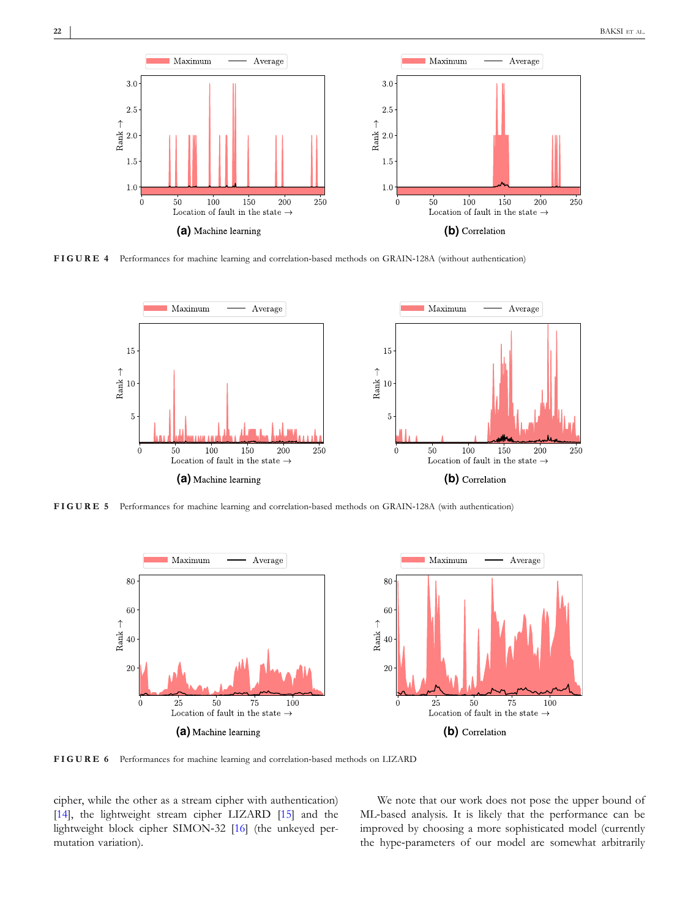**FIGURE 4** Performances for machine learning and correlation-based methods on GRAIN-128A (without authentication)

(a) Machine learning

(b) Correlation

**FIGURE 5** Performances for machine learning and correlation-based methods on GRAIN-128A (with authentication)

(a) Machine learning

(b) Correlation

**FIGURE 6** Performances for machine learning and correlation-based methods on LIZARD

(a) Machine learning

(b) Correlation

cipher, while the other as a stream cipher with authentication) [14], the lightweight stream cipher LIZARD [15] and the lightweight block cipher SIMON-32 [16] (the unkeyed permutation variation).

We note that our work does not pose the upper bound of ML-based analysis. It is likely that the performance can be improved by choosing a more sophisticated model (currently the hype-parameters of our model are somewhat arbitrarily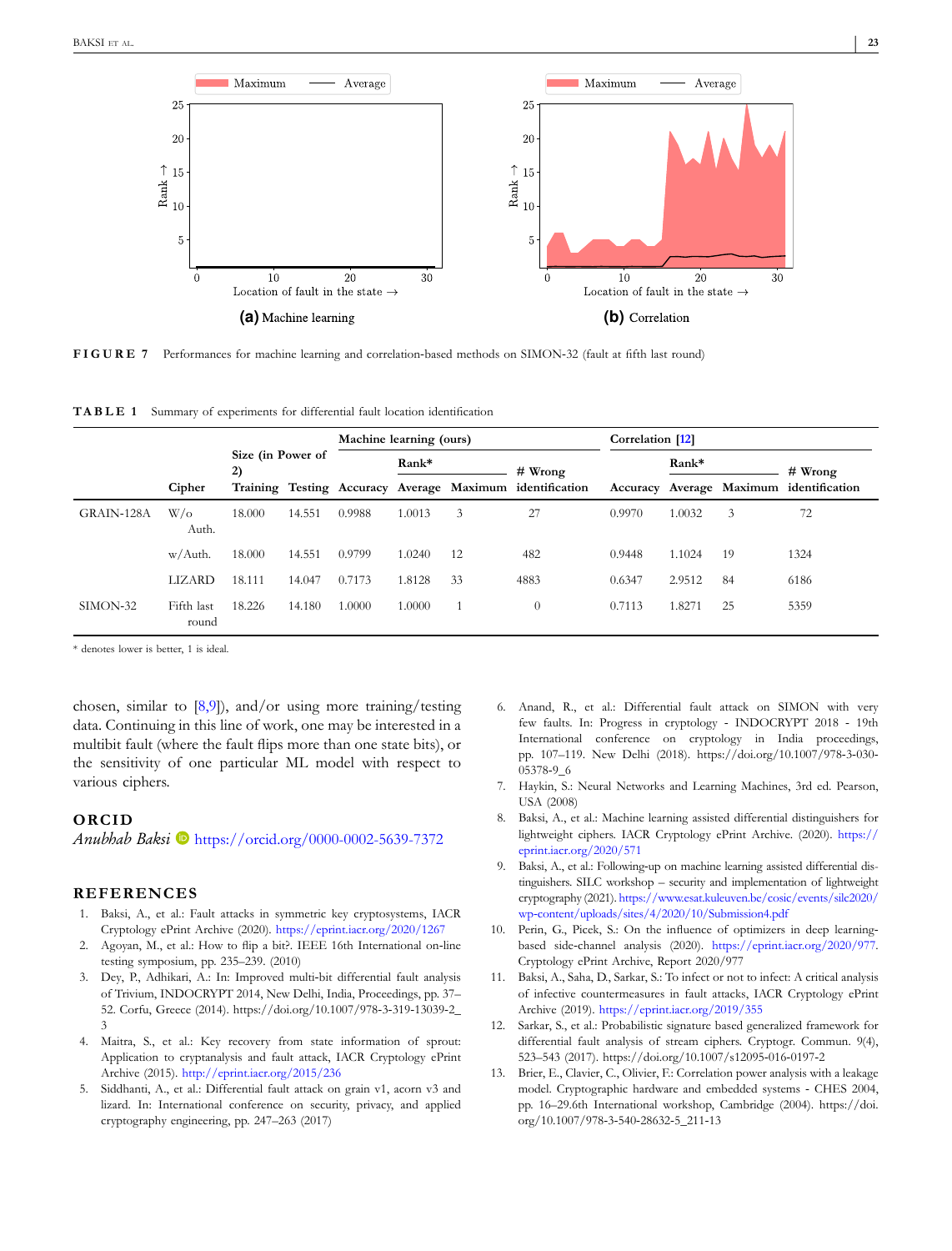FIGURE 7 Performances for machine learning and correlation-based methods on SIMON-32 (fault at fifth last round)

(a) Machine learning (b) Correlation

TABLE 1 Summary of experiments for differential fault location identification

| | | Size (in Power of 2) | | Machine learning (ours) | | | | Correlation [12] | | | |
|---|---|---|---|---|---|---|---|---|---|---|---|
| | | | | | Rank* | | # Wrong | | Rank* | | # Wrong |
| | Cipher | Training | Testing | Accuracy | Average | Maximum | identification | Accuracy | Average | Maximum | identification |
| GRAIN-128A | W/o Auth. | 18.000 | 14.551 | 0.9988 | 1.0013 | 3 | 27 | 0.9970 | 1.0032 | 3 | 72 |
| | w/Auth. | 18.000 | 14.551 | 0.9799 | 1.0240 | 12 | 482 | 0.9448 | 1.1024 | 19 | 1324 |
| | LIZARD | 18.111 | 14.047 | 0.7173 | 1.8128 | 33 | 4883 | 0.6347 | 2.9512 | 84 | 6186 |
| SIMON-32 | Fifth last round | 18.226 | 14.180 | 1.0000 | 1.0000 | 1 | 0 | 0.7113 | 1.8271 | 25 | 5359 |

* denotes lower is better, 1 is ideal.

chosen, similar to [8,9]), and/or using more training/testing data. Continuing in this line of work, one may be interested in a multibit fault (where the fault flips more than one state bits), or the sensitivity of one particular ML model with respect to various ciphers.

## ORCID

*Anubhab Baksi* https://orcid.org/0000-0002-5639-7372

## REFERENCES

1. Baksi, A., et al.: Fault attacks in symmetric key cryptosystems, IACR Cryptology ePrint Archive (2020). https://eprint.iacr.org/2020/1267
2. Agoyan, M., et al.: How to flip a bit?. IEEE 16th International on-line testing symposium, pp. 235–239. (2010)
3. Dey, P., Adhikari, A.: In: Improved multi-bit differential fault analysis of Trivium, INDOCRYPT 2014, New Delhi, India, Proceedings, pp. 37–52. Corfu, Greece (2014). https://doi.org/10.1007/978-3-319-13039-2_3
4. Maitra, S., et al.: Key recovery from state information of sprout: Application to cryptanalysis and fault attack, IACR Cryptology ePrint Archive (2015). http://eprint.iacr.org/2015/236
5. Siddhanti, A., et al.: Differential fault attack on grain v1, acorn v3 and lizard. In: International conference on security, privacy, and applied cryptography engineering, pp. 247–263 (2017)
6. Anand, R., et al.: Differential fault attack on SIMON with very few faults. In: Progress in cryptology - INDOCRYPT 2018 - 19th International conference on cryptology in India proceedings, pp. 107–119. New Delhi (2018). https://doi.org/10.1007/978-3-030-05378-9_6
7. Haykin, S.: Neural Networks and Learning Machines, 3rd ed. Pearson, USA (2008)
8. Baksi, A., et al.: Machine learning assisted differential distinguishers for lightweight ciphers. IACR Cryptology ePrint Archive. (2020). https://eprint.iacr.org/2020/571
9. Baksi, A., et al.: Following-up on machine learning assisted differential distinguishers. SILC workshop – security and implementation of lightweight cryptography (2021). https://www.esat.kuleuven.be/cosic/events/silc2020/wp-content/uploads/sites/4/2020/10/Submission4.pdf
10. Perin, G., Picek, S.: On the influence of optimizers in deep learning-based side-channel analysis (2020). https://eprint.iacr.org/2020/977. Cryptology ePrint Archive, Report 2020/977
11. Baksi, A., Saha, D., Sarkar, S.: To infect or not to infect: A critical analysis of infective countermeasures in fault attacks, IACR Cryptology ePrint Archive (2019). https://eprint.iacr.org/2019/355
12. Sarkar, S., et al.: Probabilistic signature based generalized framework for differential fault analysis of stream ciphers. Cryptogr. Commun. 9(4), 523–543 (2017). https://doi.org/10.1007/s12095-016-0197-2
13. Brier, E., Clavier, C., Olivier, F.: Correlation power analysis with a leakage model. Cryptographic hardware and embedded systems - CHES 2004, pp. 16–29.6th International workshop, Cambridge (2004). https://doi.org/10.1007/978-3-540-28632-5_211-13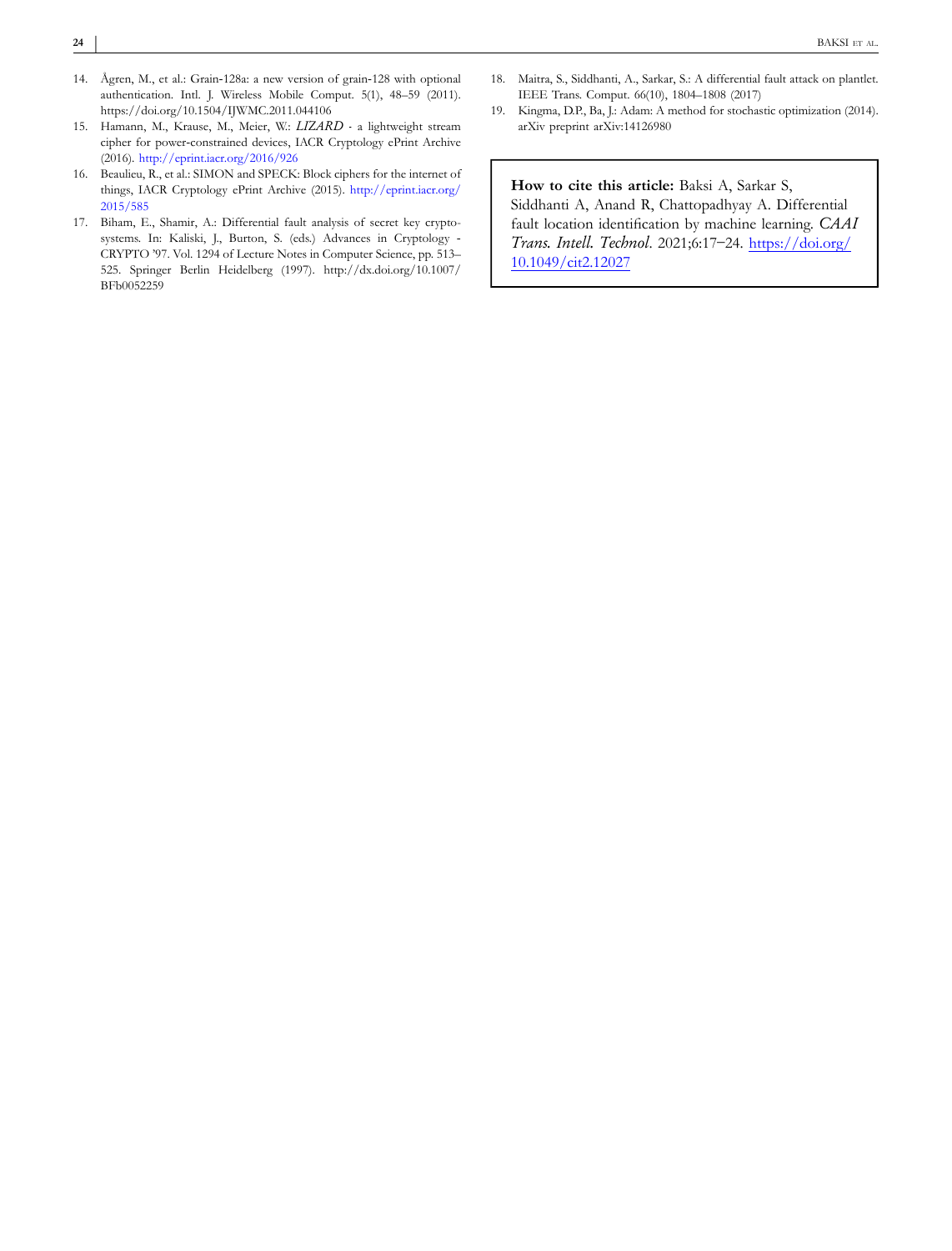14. Ågren, M., et al.: Grain-128a: a new version of grain-128 with optional authentication. Intl. J. Wireless Mobile Comput. 5(1), 48–59 (2011). https://doi.org/10.1504/IJWMC.2011.044106
15. Hamann, M., Krause, M., Meier, W.: *LIZARD* - a lightweight stream cipher for power-constrained devices, IACR Cryptology ePrint Archive (2016). http://eprint.iacr.org/2016/926
16. Beaulieu, R., et al.: SIMON and SPECK: Block ciphers for the internet of things, IACR Cryptology ePrint Archive (2015). http://eprint.iacr.org/2015/585
17. Biham, E., Shamir, A.: Differential fault analysis of secret key cryptosystems. In: Kaliski, J., Burton, S. (eds.) Advances in Cryptology - CRYPTO '97. Vol. 1294 of Lecture Notes in Computer Science, pp. 513–525. Springer Berlin Heidelberg (1997). http://dx.doi.org/10.1007/BFb0052259
18. Maitra, S., Siddhanti, A., Sarkar, S.: A differential fault attack on plantlet. IEEE Trans. Comput. 66(10), 1804–1808 (2017)
19. Kingma, D.P., Ba, J.: Adam: A method for stochastic optimization (2014). arXiv preprint arXiv:14126980

**How to cite this article:** Baksi A, Sarkar S, Siddhanti A, Anand R, Chattopadhyay A. Differential fault location identification by machine learning. *CAAI Trans. Intell. Technol*. 2021;6:17–24. https://doi.org/10.1049/cit2.12027